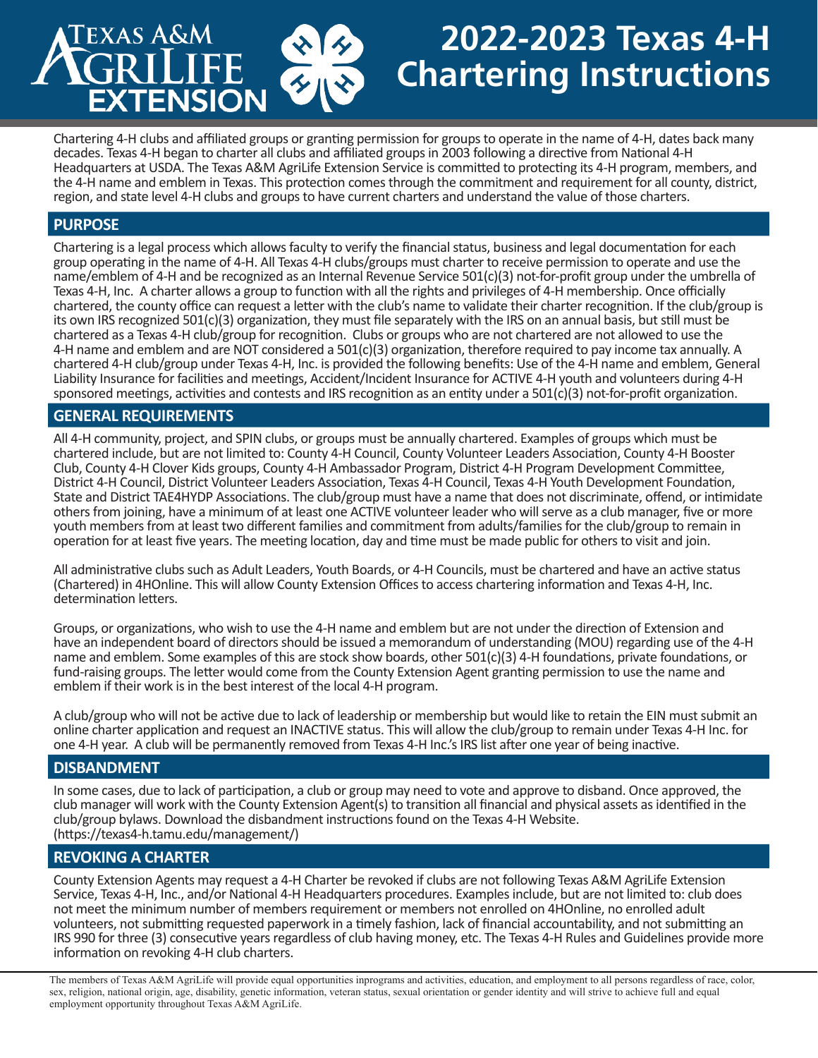# 2022-2023 Texas 4-H Chartering Instructions

Chartering 4-H clubs and affiliated groups or granting permission for groups to operate in the name of 4-H, dates back many decades. Texas 4-H began to charter all clubs and affiliated groups in 2003 following a directive from National 4-H Headquarters at USDA. The Texas A&M AgriLife Extension Service is committed to protecting its 4-H program, members, and the 4-H name and emblem in Texas. This protection comes through the commitment and requirement for all county, district, region, and state level 4-H clubs and groups to have current charters and understand the value of those charters.

## PURPOSE

Chartering is a legal process which allows faculty to verify the financial status, business and legal documentation for each group operating in the name of 4-H. All Texas 4-H clubs/groups must charter to receive permission to operate and use the name/emblem of 4-H and be recognized as an Internal Revenue Service 501(c)(3) not-for-profit group under the umbrella of Texas 4-H, Inc. A charter allows a group to function with all the rights and privileges of 4-H membership. Once officially chartered, the county office can request a letter with the club's name to validate their charter recognition. If the club/group is its own IRS recognized 501(c)(3) organization, they must file separately with the IRS on an annual basis, but still must be chartered as a Texas 4-H club/group for recognition. Clubs or groups who are not chartered are not allowed to use the 4-H name and emblem and are NOT considered a 501(c)(3) organization, therefore required to pay income tax annually. A chartered 4-H club/group under Texas 4-H, Inc. is provided the following benefits: Use of the 4-H name and emblem, General Liability Insurance for facilities and meetings, Accident/Incident Insurance for ACTIVE 4-H youth and volunteers during 4-H sponsored meetings, activities and contests and IRS recognition as an entity under a 501(c)(3) not-for-profit organization.

## GENERAL REQUIREMENTS

All 4-H community, project, and SPIN clubs, or groups must be annually chartered. Examples of groups which must be chartered include, but are not limited to: County 4-H Council, County Volunteer Leaders Association, County 4-H Booster Club, County 4-H Clover Kids groups, County 4-H Ambassador Program, District 4-H Program Development Committee, District 4-H Council, District Volunteer Leaders Association, Texas 4-H Council, Texas 4-H Youth Development Foundation, State and District TAE4HYDP Associations. The club/group must have a name that does not discriminate, offend, or intimidate others from joining, have a minimum of at least one ACTIVE volunteer leader who will serve as a club manager, five or more youth members from at least two different families and commitment from adults/families for the club/group to remain in operation for at least five years. The meeting location, day and time must be made public for others to visit and join.

All administrative clubs such as Adult Leaders, Youth Boards, or 4-H Councils, must be chartered and have an active status (Chartered) in 4HOnline. This will allow County Extension Offices to access chartering information and Texas 4-H, Inc. determination letters.

Groups, or organizations, who wish to use the 4-H name and emblem but are not under the direction of Extension and have an independent board of directors should be issued a memorandum of understanding (MOU) regarding use of the 4-H name and emblem. Some examples of this are stock show boards, other 501(c)(3) 4-H foundations, private foundations, or fund-raising groups. The letter would come from the County Extension Agent granting permission to use the name and emblem if their work is in the best interest of the local 4-H program.

A club/group who will not be active due to lack of leadership or membership but would like to retain the EIN must submit an online charter application and request an INACTIVE status. This will allow the club/group to remain under Texas 4-H Inc. for one 4-H year. A club will be permanently removed from Texas 4-H Inc.'s IRS list after one year of being inactive.

## DISBANDMENT

In some cases, due to lack of participation, a club or group may need to vote and approve to disband. Once approved, the club manager will work with the County Extension Agent(s) to transition all financial and physical assets as identified in the club/group bylaws. Download the disbandment instructions found on the Texas 4-H Website. (https://texas4-h.tamu.edu/management/)

## REVOKING A CHARTER

County Extension Agents may request a 4-H Charter be revoked if clubs are not following Texas A&M AgriLife Extension Service, Texas 4-H, Inc., and/or National 4-H Headquarters procedures. Examples include, but are not limited to: club does not meet the minimum number of members requirement or members not enrolled on 4HOnline, no enrolled adult volunteers, not submitting requested paperwork in a timely fashion, lack of financial accountability, and not submitting an IRS 990 for three (3) consecutive years regardless of club having money, etc. The Texas 4-H Rules and Guidelines provide more information on revoking 4-H club charters.

The members of Texas A&M AgriLife will provide equal opportunities inprograms and activities, education, and employment to all persons regardless of race, color, sex, religion, national origin, age, disability, genetic information, veteran status, sexual orientation or gender identity and will strive to achieve full and equal employment opportunity throughout Texas A&M AgriLife.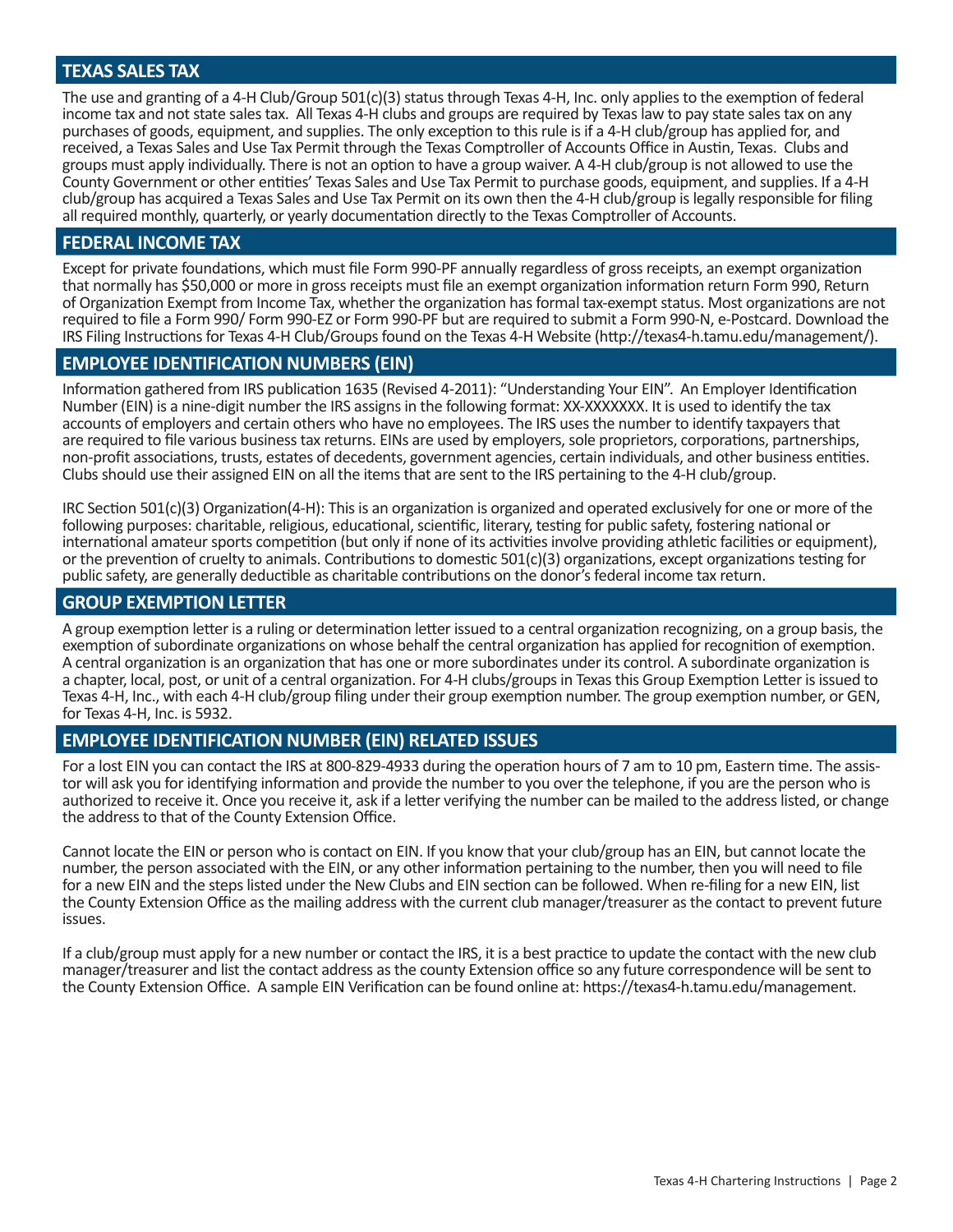## TEXAS SALES TAX

The use and granting of a 4-H Club/Group 501(c)(3) status through Texas 4-H, Inc. only applies to the exemption of federal income tax and not state sales tax. All Texas 4-H clubs and groups are required by Texas law to pay state sales tax on any purchases of goods, equipment, and supplies. The only exception to this rule is if a 4-H club/group has applied for, and received, a Texas Sales and Use Tax Permit through the Texas Comptroller of Accounts Office in Austin, Texas. Clubs and groups must apply individually. There is not an option to have a group waiver. A 4-H club/group is not allowed to use the County Government or other entities' Texas Sales and Use Tax Permit to purchase goods, equipment, and supplies. If a 4-H club/group has acquired a Texas Sales and Use Tax Permit on its own then the 4-H club/group is legally responsible for filing all required monthly, quarterly, or yearly documentation directly to the Texas Comptroller of Accounts.

## FEDERAL INCOME TAX

Except for private foundations, which must file Form 990-PF annually regardless of gross receipts, an exempt organization that normally has $50,000 or more in gross receipts must file an exempt organization information return Form 990, Return of Organization Exempt from Income Tax, whether the organization has formal tax-exempt status. Most organizations are not required to file a Form 990/ Form 990-EZ or Form 990-PF but are required to submit a Form 990-N, e-Postcard. Download the IRS Filing Instructions for Texas 4-H Club/Groups found on the Texas 4-H Website (http://texas4-h.tamu.edu/management/).

## EMPLOYEE IDENTIFICATION NUMBERS (EIN)

Information gathered from IRS publication 1635 (Revised 4-2011): "Understanding Your EIN". An Employer Identification Number (EIN) is a nine-digit number the IRS assigns in the following format: XX-XXXXXXX. It is used to identify the tax accounts of employers and certain others who have no employees. The IRS uses the number to identify taxpayers that are required to file various business tax returns. EINs are used by employers, sole proprietors, corporations, partnerships, non-profit associations, trusts, estates of decedents, government agencies, certain individuals, and other business entities. Clubs should use their assigned EIN on all the items that are sent to the IRS pertaining to the 4-H club/group.

IRC Section 501(c)(3) Organization(4-H): This is an organization is organized and operated exclusively for one or more of the following purposes: charitable, religious, educational, scientific, literary, testing for public safety, fostering national or international amateur sports competition (but only if none of its activities involve providing athletic facilities or equipment), or the prevention of cruelty to animals. Contributions to domestic 501(c)(3) organizations, except organizations testing for public safety, are generally deductible as charitable contributions on the donor's federal income tax return.

## GROUP EXEMPTION LETTER

A group exemption letter is a ruling or determination letter issued to a central organization recognizing, on a group basis, the exemption of subordinate organizations on whose behalf the central organization has applied for recognition of exemption. A central organization is an organization that has one or more subordinates under its control. A subordinate organization is a chapter, local, post, or unit of a central organization. For 4-H clubs/groups in Texas this Group Exemption Letter is issued to Texas 4-H, Inc., with each 4-H club/group filing under their group exemption number. The group exemption number, or GEN, for Texas 4-H, Inc. is 5932.

## EMPLOYEE IDENTIFICATION NUMBER (EIN) RELATED ISSUES

For a lost EIN you can contact the IRS at 800-829-4933 during the operation hours of 7 am to 10 pm, Eastern time. The assistor will ask you for identifying information and provide the number to you over the telephone, if you are the person who is authorized to receive it. Once you receive it, ask if a letter verifying the number can be mailed to the address listed, or change the address to that of the County Extension Office.

Cannot locate the EIN or person who is contact on EIN. If you know that your club/group has an EIN, but cannot locate the number, the person associated with the EIN, or any other information pertaining to the number, then you will need to file for a new EIN and the steps listed under the New Clubs and EIN section can be followed. When re-filing for a new EIN, list the County Extension Office as the mailing address with the current club manager/treasurer as the contact to prevent future issues.

If a club/group must apply for a new number or contact the IRS, it is a best practice to update the contact with the new club manager/treasurer and list the contact address as the county Extension office so any future correspondence will be sent to the County Extension Office. A sample EIN Verification can be found online at: https://texas4-h.tamu.edu/management.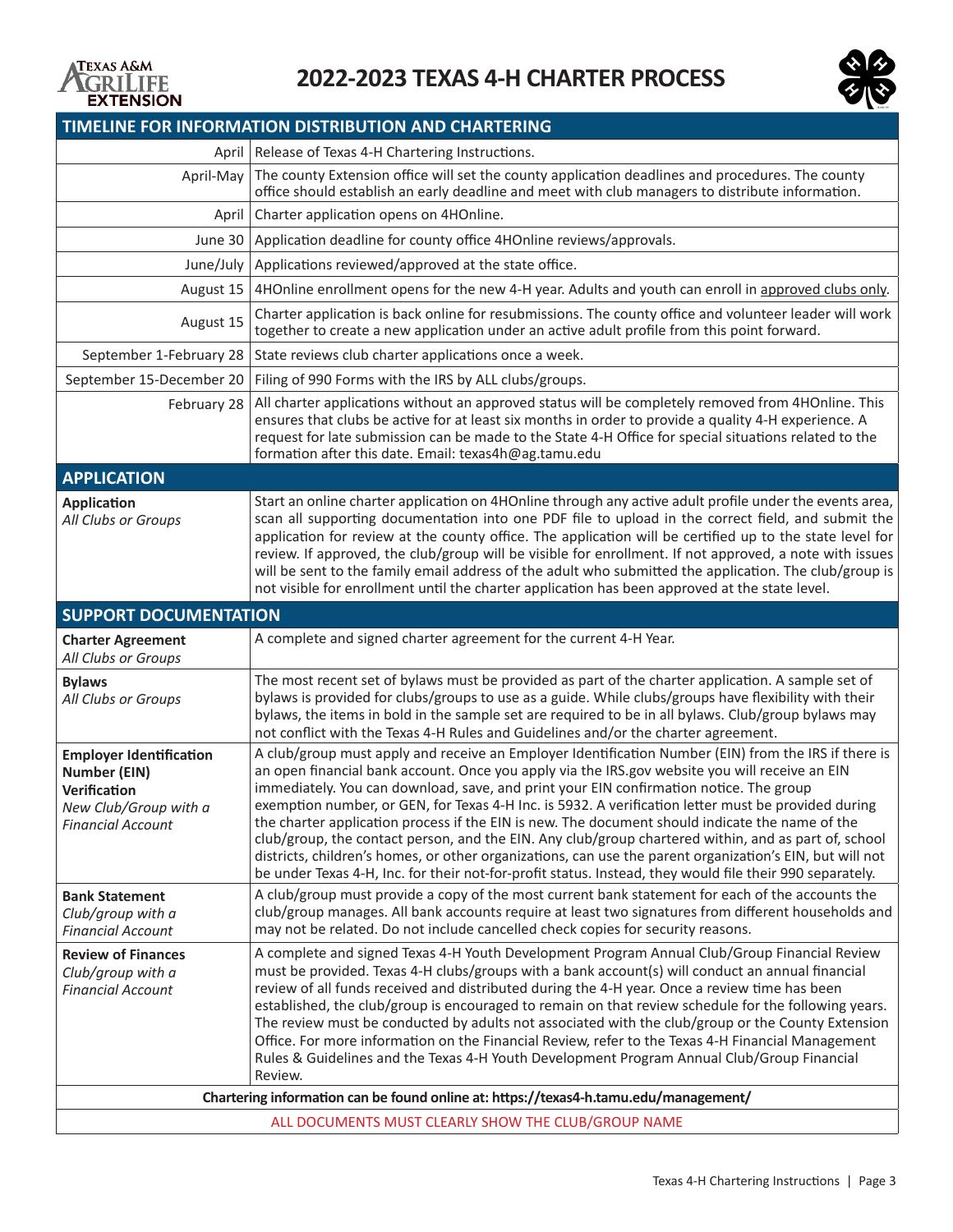# 2022-2023 TEXAS 4-H CHARTER PROCESS

## TIMELINE FOR INFORMATION DISTRIBUTION AND CHARTERING

| | |
|---|---|
| April | Release of Texas 4-H Chartering Instructions. |
| April-May | The county Extension office will set the county application deadlines and procedures. The county office should establish an early deadline and meet with club managers to distribute information. |
| April | Charter application opens on 4HOnline. |
| June 30 | Application deadline for county office 4HOnline reviews/approvals. |
| June/July | Applications reviewed/approved at the state office. |
| August 15 | 4HOnline enrollment opens for the new 4-H year. Adults and youth can enroll in approved clubs only. |
| August 15 | Charter application is back online for resubmissions. The county office and volunteer leader will work together to create a new application under an active adult profile from this point forward. |
| September 1-February 28 | State reviews club charter applications once a week. |
| September 15-December 20 | Filing of 990 Forms with the IRS by ALL clubs/groups. |
| February 28 | All charter applications without an approved status will be completely removed from 4HOnline. This ensures that clubs be active for at least six months in order to provide a quality 4-H experience. A request for late submission can be made to the State 4-H Office for special situations related to the formation after this date. Email: texas4h@ag.tamu.edu |

## APPLICATION

| | |
|---|---|
| **Application** *All Clubs or Groups* | Start an online charter application on 4HOnline through any active adult profile under the events area, scan all supporting documentation into one PDF file to upload in the correct field, and submit the application for review at the county office. The application will be certified up to the state level for review. If approved, the club/group will be visible for enrollment. If not approved, a note with issues will be sent to the family email address of the adult who submitted the application. The club/group is not visible for enrollment until the charter application has been approved at the state level. |

## SUPPORT DOCUMENTATION

| | |
|---|---|
| **Charter Agreement** *All Clubs or Groups* | A complete and signed charter agreement for the current 4-H Year. |
| **Bylaws** *All Clubs or Groups* | The most recent set of bylaws must be provided as part of the charter application. A sample set of bylaws is provided for clubs/groups to use as a guide. While clubs/groups have flexibility with their bylaws, the items in bold in the sample set are required to be in all bylaws. Club/group bylaws may not conflict with the Texas 4-H Rules and Guidelines and/or the charter agreement. |
| **Employer Identification Number (EIN) Verification** *New Club/Group with a Financial Account* | A club/group must apply and receive an Employer Identification Number (EIN) from the IRS if there is an open financial bank account. Once you apply via the IRS.gov website you will receive an EIN immediately. You can download, save, and print your EIN confirmation notice. The group exemption number, or GEN, for Texas 4-H Inc. is 5932. A verification letter must be provided during the charter application process if the EIN is new. The document should indicate the name of the club/group, the contact person, and the EIN. Any club/group chartered within, and as part of, school districts, children's homes, or other organizations, can use the parent organization's EIN, but will not be under Texas 4-H, Inc. for their not-for-profit status. Instead, they would file their 990 separately. |
| **Bank Statement** *Club/group with a Financial Account* | A club/group must provide a copy of the most current bank statement for each of the accounts the club/group manages. All bank accounts require at least two signatures from different households and may not be related. Do not include cancelled check copies for security reasons. |
| **Review of Finances** *Club/group with a Financial Account* | A complete and signed Texas 4-H Youth Development Program Annual Club/Group Financial Review must be provided. Texas 4-H clubs/groups with a bank account(s) will conduct an annual financial review of all funds received and distributed during the 4-H year. Once a review time has been established, the club/group is encouraged to remain on that review schedule for the following years. The review must be conducted by adults not associated with the club/group or the County Extension Office. For more information on the Financial Review, refer to the Texas 4-H Financial Management Rules & Guidelines and the Texas 4-H Youth Development Program Annual Club/Group Financial Review. |

**Chartering information can be found online at: https://texas4-h.tamu.edu/management/**

ALL DOCUMENTS MUST CLEARLY SHOW THE CLUB/GROUP NAME